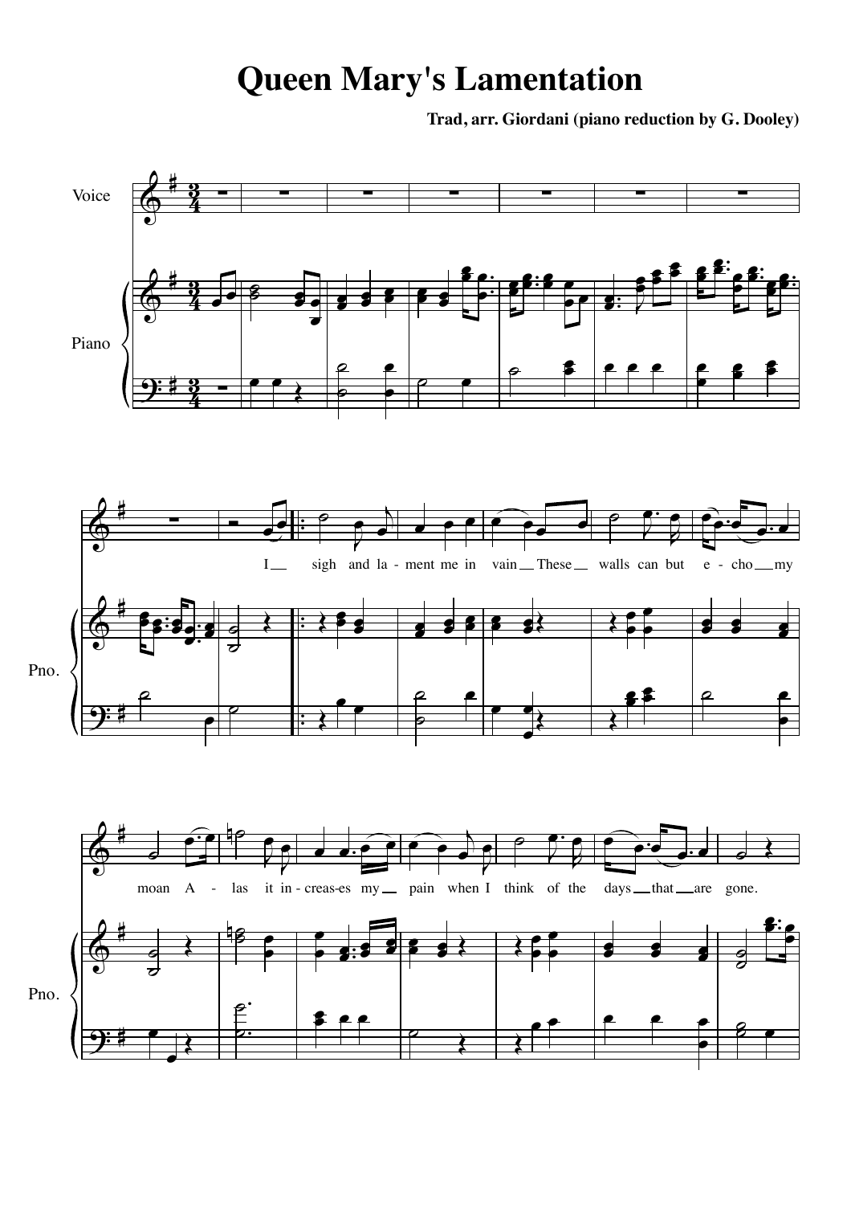# Queen Mary's Lamentation

**Trad, arr. Giordani (piano reduction by G. Dooley)**

Voice

Piano

I sigh and la - ment me in vain These walls can but e - cho my moan A - las it in - creas-es my pain when I think of the days that are gone.

Pno.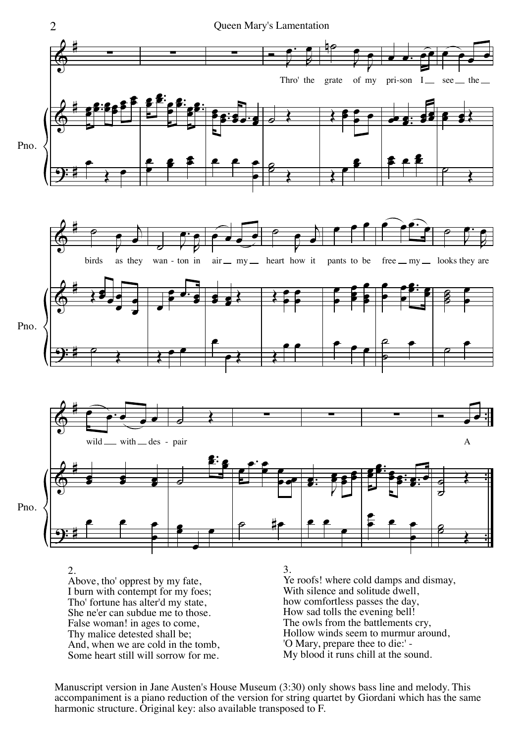2.
Above, tho' opprest by my fate,
I burn with contempt for my foes;
Tho' fortune has alter'd my state,
She ne'er can subdue me to those.
False woman! in ages to come,
Thy malice detested shall be;
And, when we are cold in the tomb,
Some heart still will sorrow for me.

3.
Ye roofs! where cold damps and dismay,
With silence and solitude dwell,
how comfortless passes the day,
How sad tolls the evening bell!
The owls from the battlements cry,
Hollow winds seem to murmur around,
'O Mary, prepare thee to die:' -
My blood it runs chill at the sound.

Manuscript version in Jane Austen's House Museum (3:30) only shows bass line and melody. This accompaniment is a piano reduction of the version for string quartet by Giordani which has the same harmonic structure. Original key: also available transposed to F.